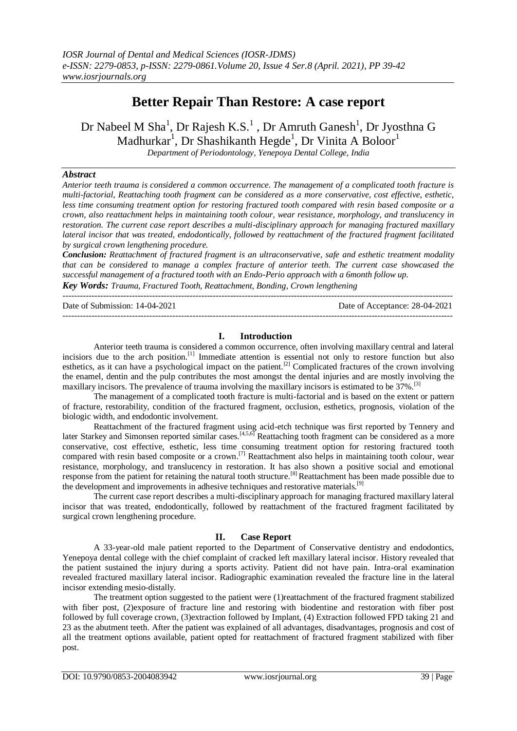# Better Repair Than Restore: A case report

Dr Nabeel M Sha[1], Dr Rajesh K.S.[1], Dr Amruth Ganesh[1], Dr Jyosthna G Madhurkar[1], Dr Shashikanth Hegde[1], Dr Vinita A Boloor[1]

*Department of Periodontology, Yenepoya Dental College, India*

### *Abstract*

*Anterior teeth trauma is considered a common occurrence. The management of a complicated tooth fracture is multi-factorial, Reattaching tooth fragment can be considered as a more conservative, cost effective, esthetic, less time consuming treatment option for restoring fractured tooth compared with resin based composite or a crown, also reattachment helps in maintaining tooth colour, wear resistance, morphology, and translucency in restoration. The current case report describes a multi-disciplinary approach for managing fractured maxillary lateral incisor that was treated, endodontically, followed by reattachment of the fractured fragment facilitated by surgical crown lengthening procedure.*

***Conclusion:*** *Reattachment of fractured fragment is an ultraconservative, safe and esthetic treatment modality that can be considered to manage a complex fracture of anterior teeth. The current case showcased the successful management of a fractured tooth with an Endo-Perio approach with a 6month follow up.*

***Key Words:*** *Trauma, Fractured Tooth, Reattachment, Bonding, Crown lengthening*

---

Date of Submission: 14-04-2021 Date of Acceptance: 28-04-2021

---

## I. Introduction

Anterior teeth trauma is considered a common occurrence, often involving maxillary central and lateral incisors due to the arch position.[1] Immediate attention is essential not only to restore function but also esthetics, as it can have a psychological impact on the patient.[2] Complicated fractures of the crown involving the enamel, dentin and the pulp contributes the most amongst the dental injuries and are mostly involving the maxillary incisors. The prevalence of trauma involving the maxillary incisors is estimated to be 37%.[3]

The management of a complicated tooth fracture is multi-factorial and is based on the extent or pattern of fracture, restorability, condition of the fractured fragment, occlusion, esthetics, prognosis, violation of the biologic width, and endodontic involvement.

Reattachment of the fractured fragment using acid-etch technique was first reported by Tennery and later Starkey and Simonsen reported similar cases.[4,5,6] Reattaching tooth fragment can be considered as a more conservative, cost effective, esthetic, less time consuming treatment option for restoring fractured tooth compared with resin based composite or a crown.[7] Reattachment also helps in maintaining tooth colour, wear resistance, morphology, and translucency in restoration. It has also shown a positive social and emotional response from the patient for retaining the natural tooth structure.[8] Reattachment has been made possible due to the development and improvements in adhesive techniques and restorative materials.[9]

The current case report describes a multi-disciplinary approach for managing fractured maxillary lateral incisor that was treated, endodontically, followed by reattachment of the fractured fragment facilitated by surgical crown lengthening procedure.

## II. Case Report

A 33-year-old male patient reported to the Department of Conservative dentistry and endodontics, Yenepoya dental college with the chief complaint of cracked left maxillary lateral incisor. History revealed that the patient sustained the injury during a sports activity. Patient did not have pain. Intra-oral examination revealed fractured maxillary lateral incisor. Radiographic examination revealed the fracture line in the lateral incisor extending mesio-distally.

The treatment option suggested to the patient were (1)reattachment of the fractured fragment stabilized with fiber post, (2)exposure of fracture line and restoring with biodentine and restoration with fiber post followed by full coverage crown, (3)extraction followed by Implant, (4) Extraction followed FPD taking 21 and 23 as the abutment teeth. After the patient was explained of all advantages, disadvantages, prognosis and cost of all the treatment options available, patient opted for reattachment of fractured fragment stabilized with fiber post.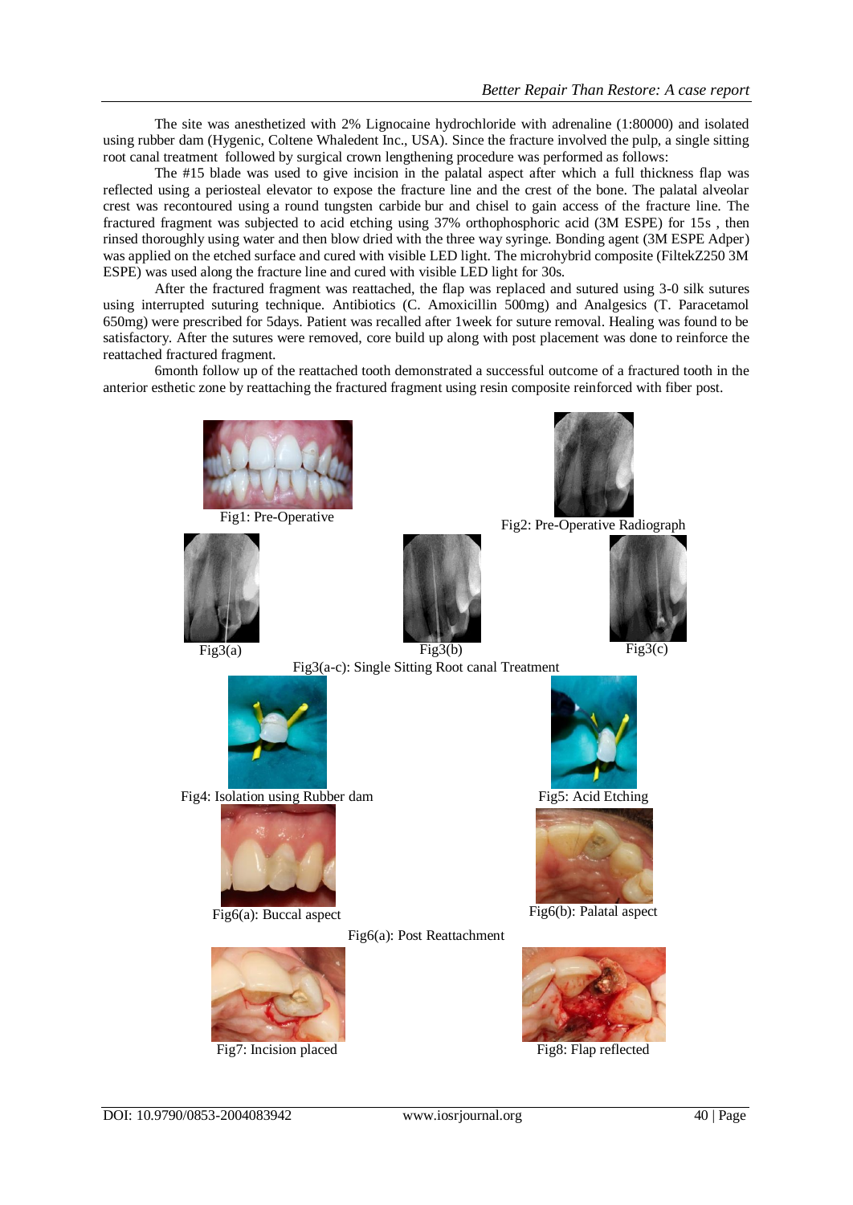The site was anesthetized with 2% Lignocaine hydrochloride with adrenaline (1:80000) and isolated using rubber dam (Hygenic, Coltene Whaledent Inc., USA). Since the fracture involved the pulp, a single sitting root canal treatment followed by surgical crown lengthening procedure was performed as follows:

The #15 blade was used to give incision in the palatal aspect after which a full thickness flap was reflected using a periosteal elevator to expose the fracture line and the crest of the bone. The palatal alveolar crest was recontoured using a round tungsten carbide bur and chisel to gain access of the fracture line. The fractured fragment was subjected to acid etching using 37% orthophosphoric acid (3M ESPE) for 15s , then rinsed thoroughly using water and then blow dried with the three way syringe. Bonding agent (3M ESPE Adper) was applied on the etched surface and cured with visible LED light. The microhybrid composite (FiltekZ250 3M ESPE) was used along the fracture line and cured with visible LED light for 30s.

After the fractured fragment was reattached, the flap was replaced and sutured using 3-0 silk sutures using interrupted suturing technique. Antibiotics (C. Amoxicillin 500mg) and Analgesics (T. Paracetamol 650mg) were prescribed for 5days. Patient was recalled after 1week for suture removal. Healing was found to be satisfactory. After the sutures were removed, core build up along with post placement was done to reinforce the reattached fractured fragment.

6month follow up of the reattached tooth demonstrated a successful outcome of a fractured tooth in the anterior esthetic zone by reattaching the fractured fragment using resin composite reinforced with fiber post.

Fig1: Pre-Operative

Fig2: Pre-Operative Radiograph

Fig3(a)

Fig3(b)

Fig3(c)

Fig3(a-c): Single Sitting Root canal Treatment

Fig4: Isolation using Rubber dam

Fig5: Acid Etching

Fig6(a): Buccal aspect

Fig6(b): Palatal aspect

Fig6(a): Post Reattachment

Fig7: Incision placed

Fig8: Flap reflected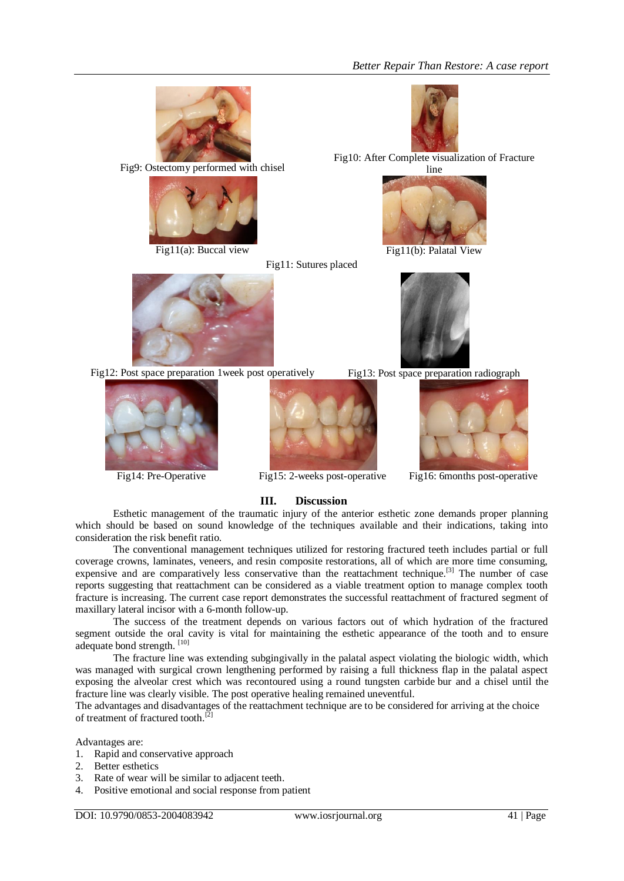Fig9: Ostectomy performed with chisel

Fig10: After Complete visualization of Fracture line

Fig11(a): Buccal view

Fig11(b): Palatal View

Fig11: Sutures placed

Fig12: Post space preparation 1week post operatively

Fig13: Post space preparation radiograph

Fig14: Pre-Operative

Fig15: 2-weeks post-operative

Fig16: 6months post-operative

## III. Discussion

Esthetic management of the traumatic injury of the anterior esthetic zone demands proper planning which should be based on sound knowledge of the techniques available and their indications, taking into consideration the risk benefit ratio.

The conventional management techniques utilized for restoring fractured teeth includes partial or full coverage crowns, laminates, veneers, and resin composite restorations, all of which are more time consuming, expensive and are comparatively less conservative than the reattachment technique.[3] The number of case reports suggesting that reattachment can be considered as a viable treatment option to manage complex tooth fracture is increasing. The current case report demonstrates the successful reattachment of fractured segment of maxillary lateral incisor with a 6-month follow-up.

The success of the treatment depends on various factors out of which hydration of the fractured segment outside the oral cavity is vital for maintaining the esthetic appearance of the tooth and to ensure adequate bond strength. [10]

The fracture line was extending subgingivally in the palatal aspect violating the biologic width, which was managed with surgical crown lengthening performed by raising a full thickness flap in the palatal aspect exposing the alveolar crest which was recontoured using a round tungsten carbide bur and a chisel until the fracture line was clearly visible. The post operative healing remained uneventful.

The advantages and disadvantages of the reattachment technique are to be considered for arriving at the choice of treatment of fractured tooth.[2]

Advantages are:

1. Rapid and conservative approach
2. Better esthetics
3. Rate of wear will be similar to adjacent teeth.
4. Positive emotional and social response from patient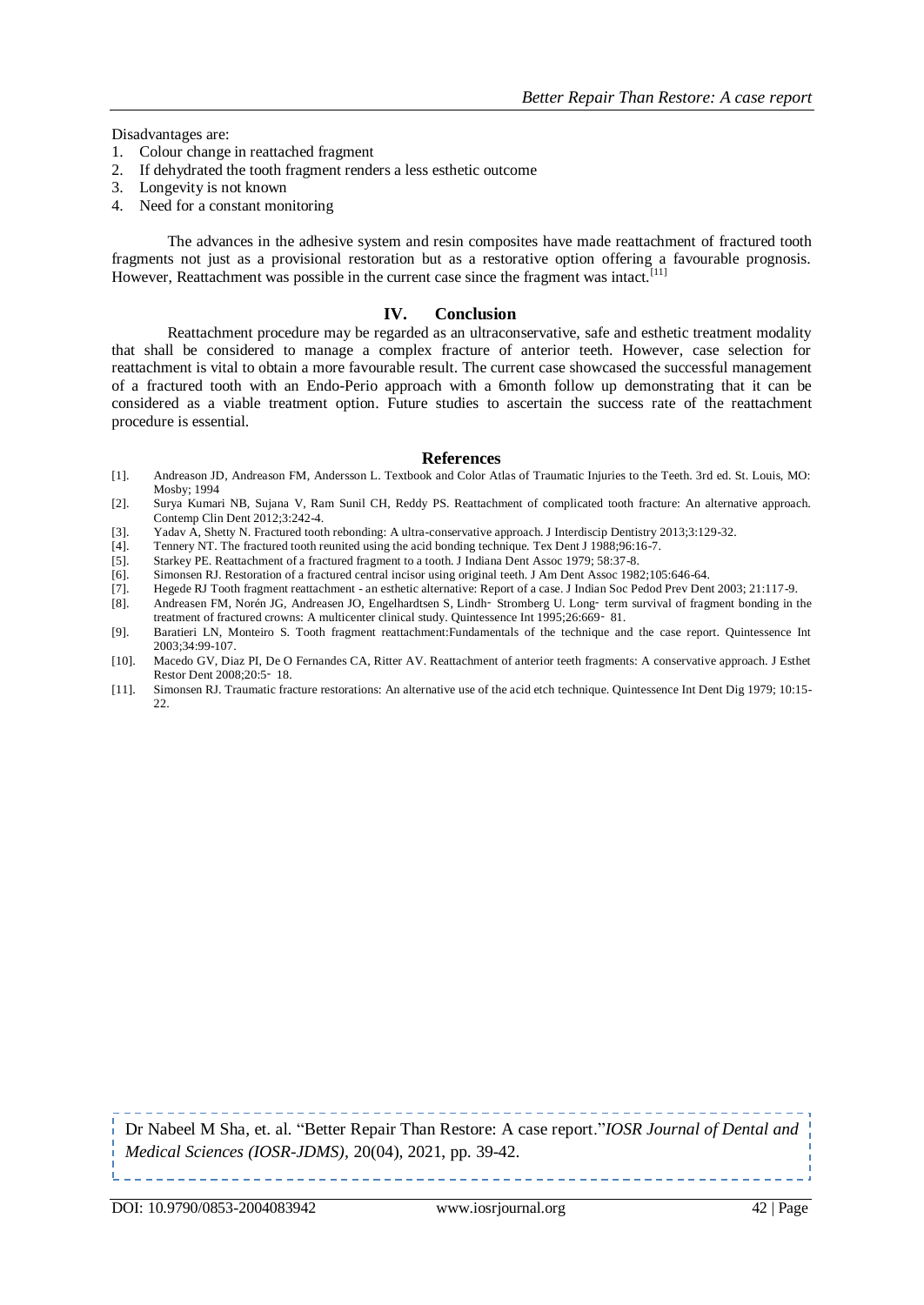Disadvantages are:

1. Colour change in reattached fragment
2. If dehydrated the tooth fragment renders a less esthetic outcome
3. Longevity is not known
4. Need for a constant monitoring

The advances in the adhesive system and resin composites have made reattachment of fractured tooth fragments not just as a provisional restoration but as a restorative option offering a favourable prognosis. However, Reattachment was possible in the current case since the fragment was intact.[11]

## IV. Conclusion

Reattachment procedure may be regarded as an ultraconservative, safe and esthetic treatment modality that shall be considered to manage a complex fracture of anterior teeth. However, case selection for reattachment is vital to obtain a more favourable result. The current case showcased the successful management of a fractured tooth with an Endo-Perio approach with a 6month follow up demonstrating that it can be considered as a viable treatment option. Future studies to ascertain the success rate of the reattachment procedure is essential.

## References

[1]. Andreason JD, Andreason FM, Andersson L. Textbook and Color Atlas of Traumatic Injuries to the Teeth. 3rd ed. St. Louis, MO: Mosby; 1994

[2]. Surya Kumari NB, Sujana V, Ram Sunil CH, Reddy PS. Reattachment of complicated tooth fracture: An alternative approach. Contemp Clin Dent 2012;3:242-4.

[3]. Yadav A, Shetty N. Fractured tooth rebonding: A ultra-conservative approach. J Interdiscip Dentistry 2013;3:129-32.

[4]. Tennery NT. The fractured tooth reunited using the acid bonding technique. Tex Dent J 1988;96:16-7.

[5]. Starkey PE. Reattachment of a fractured fragment to a tooth. J Indiana Dent Assoc 1979; 58:37-8.

[6]. Simonsen RJ. Restoration of a fractured central incisor using original teeth. J Am Dent Assoc 1982;105:646-64.

[7]. Hegede RJ Tooth fragment reattachment - an esthetic alternative: Report of a case. J Indian Soc Pedod Prev Dent 2003; 21:117-9.

[8]. Andreasen FM, Norén JG, Andreasen JO, Engelhardtsen S, Lindh‑ Stromberg U. Long‑ term survival of fragment bonding in the treatment of fractured crowns: A multicenter clinical study. Quintessence Int 1995;26:669‑ 81.

[9]. Baratieri LN, Monteiro S. Tooth fragment reattachment:Fundamentals of the technique and the case report. Quintessence Int 2003;34:99-107.

[10]. Macedo GV, Diaz PI, De O Fernandes CA, Ritter AV. Reattachment of anterior teeth fragments: A conservative approach. J Esthet Restor Dent 2008;20:5‑ 18.

[11]. Simonsen RJ. Traumatic fracture restorations: An alternative use of the acid etch technique. Quintessence Int Dent Dig 1979; 10:15-22.

Dr Nabeel M Sha, et. al. "Better Repair Than Restore: A case report."*IOSR Journal of Dental and Medical Sciences (IOSR-JDMS)*, 20(04), 2021, pp. 39-42.